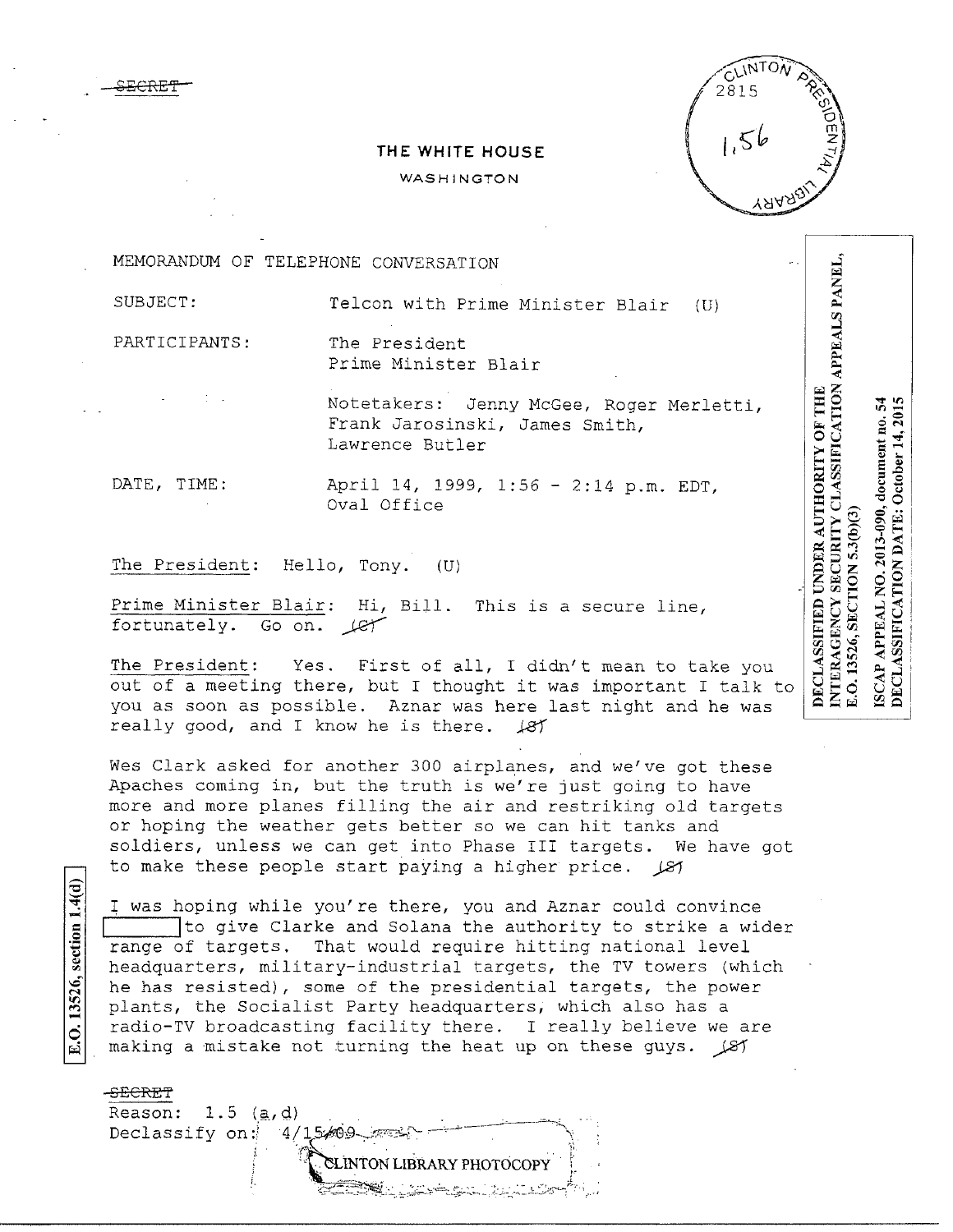SECRET

THE WHITE HOUSE

WASHINGTON

MEMORANDUM OF TELEPHONE CONVERSATION

SUBJECT: Telcon with Prime Minister Blair (U)

PARTICIPANTS: The President
Prime Minister Blair

Notetakers: Jenny McGee, Roger Merletti, Frank Jarosinski, James Smith, Lawrence Butler

DATE, TIME: April 14, 1999, 1:56 - 2:14 p.m. EDT, Oval Office

The President: Hello, Tony. (U)

Prime Minister Blair: Hi, Bill. This is a secure line, fortunately. Go on. (C)

The President: Yes. First of all, I didn't mean to take you out of a meeting there, but I thought it was important I talk to you as soon as possible. Aznar was here last night and he was really good, and I know he is there. (S)

Wes Clark asked for another 300 airplanes, and we've got these Apaches coming in, but the truth is we're just going to have more and more planes filling the air and restriking old targets or hoping the weather gets better so we can hit tanks and soldiers, unless we can get into Phase III targets. We have got to make these people start paying a higher price. (S)

I was hoping while you're there, you and Aznar could convince [ ] to give Clarke and Solana the authority to strike a wider range of targets. That would require hitting national level headquarters, military-industrial targets, the TV towers (which he has resisted), some of the presidential targets, the power plants, the Socialist Party headquarters, which also has a radio-TV broadcasting facility there. I really believe we are making a mistake not turning the heat up on these guys. (S)

E.O. 13526, section 1.4(d)

DECLASSIFIED UNDER AUTHORITY OF THE INTERAGENCY SECURITY CLASSIFICATION APPEALS PANEL, E.O. 13526, SECTION 5.3(b)(3)

ISCAP APPEAL NO. 2013-090, document no. 54
DECLASSIFICATION DATE: October 14, 2015

SECRET
Reason: 1.5 (a,d)
Declassify on: 4/15/09

CLINTON LIBRARY PHOTOCOPY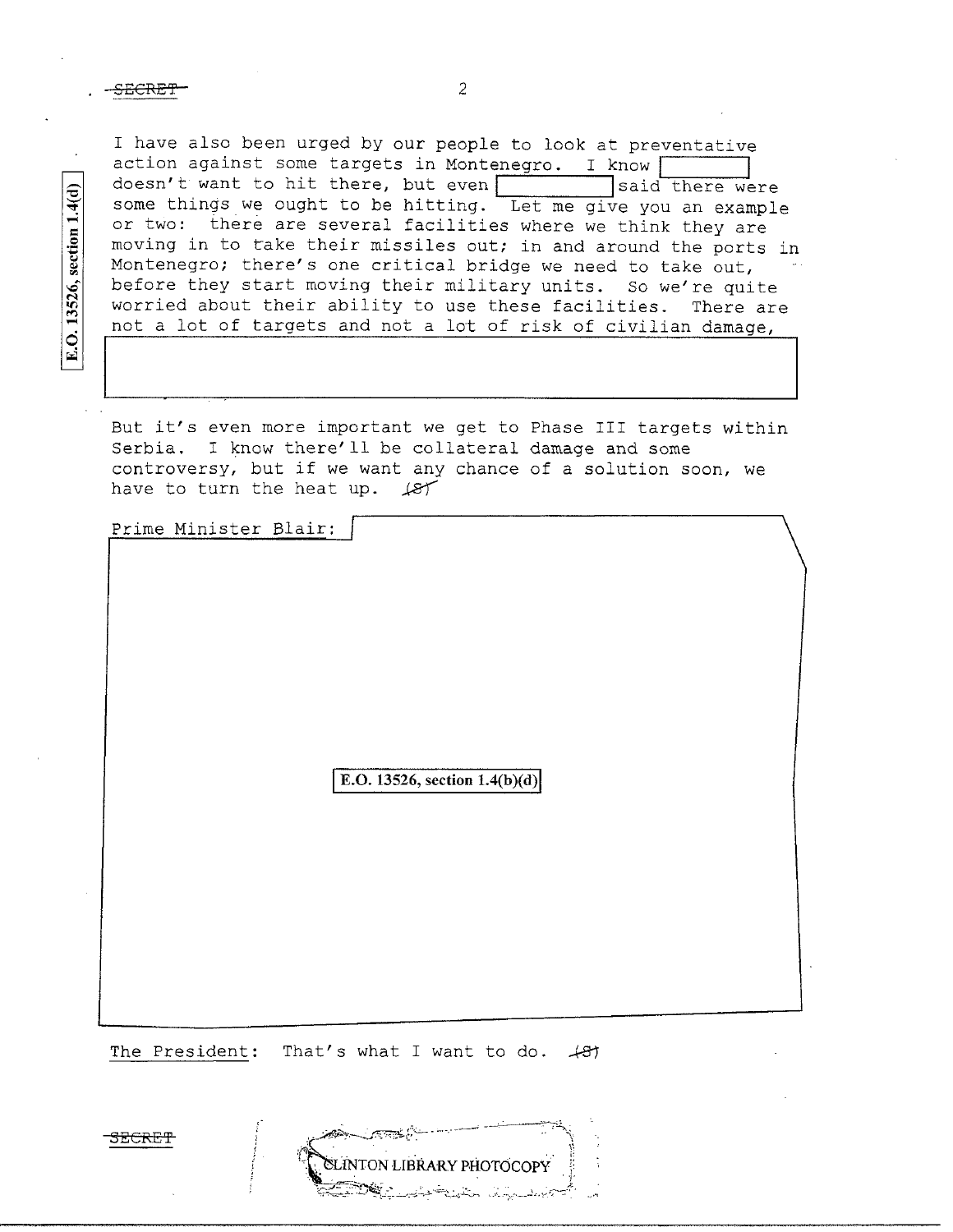I have also been urged by our people to look at preventative action against some targets in Montenegro. I know [ ] doesn't want to hit there, but even [ ] said there were some things we ought to be hitting. Let me give you an example or two: there are several facilities where we think they are moving in to take their missiles out; in and around the ports in Montenegro; there's one critical bridge we need to take out, before they start moving their military units. So we're quite worried about their ability to use these facilities. There are not a lot of targets and not a lot of risk of civilian damage,

E.O. 13526, section 1.4(d)

But it's even more important we get to Phase III targets within Serbia. I know there'll be collateral damage and some controversy, but if we want any chance of a solution soon, we have to turn the heat up. (S)

Prime Minister Blair: [ ]

E.O. 13526, section 1.4(b)(d)

The President: That's what I want to do. (S)

CLINTON LIBRARY PHOTOCOPY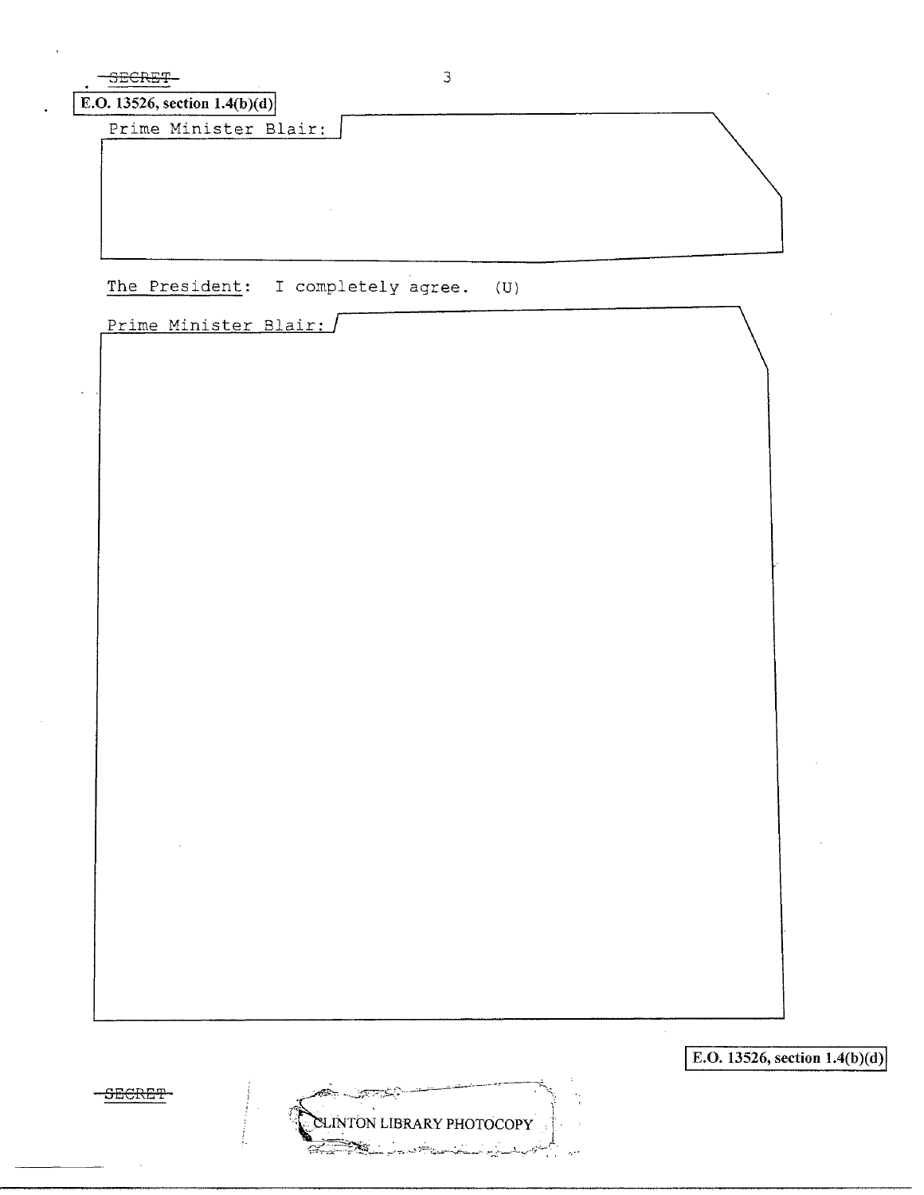~~SECRET~~

E.O. 13526, section 1.4(b)(d)

Prime Minister Blair:

The President: I completely agree. (U)

Prime Minister Blair:

E.O. 13526, section 1.4(b)(d)

~~SECRET~~

CLINTON LIBRARY PHOTOCOPY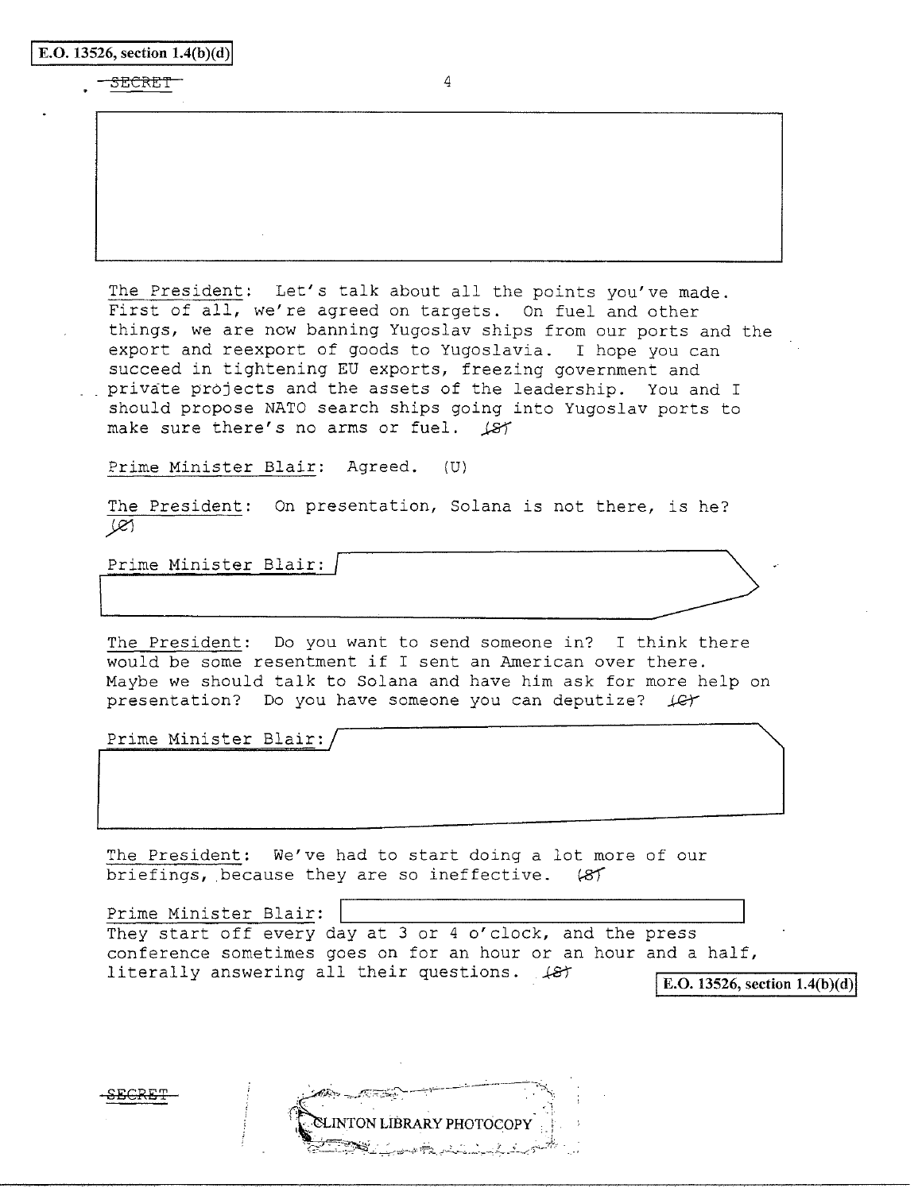E.O. 13526, section 1.4(b)(d)

SECRET

The President: Let's talk about all the points you've made. First of all, we're agreed on targets. On fuel and other things, we are now banning Yugoslav ships from our ports and the export and reexport of goods to Yugoslavia. I hope you can succeed in tightening EU exports, freezing government and private projects and the assets of the leadership. You and I should propose NATO search ships going into Yugoslav ports to make sure there's no arms or fuel. (S)

Prime Minister Blair: Agreed. (U)

The President: On presentation, Solana is not there, is he? (C)

Prime Minister Blair:

The President: Do you want to send someone in? I think there would be some resentment if I sent an American over there. Maybe we should talk to Solana and have him ask for more help on presentation? Do you have someone you can deputize? (C)

Prime Minister Blair:

The President: We've had to start doing a lot more of our briefings, because they are so ineffective. (S)

Prime Minister Blair: They start off every day at 3 or 4 o'clock, and the press conference sometimes goes on for an hour or an hour and a half, literally answering all their questions. (S)

E.O. 13526, section 1.4(b)(d)

SECRET

CLINTON LIBRARY PHOTOCOPY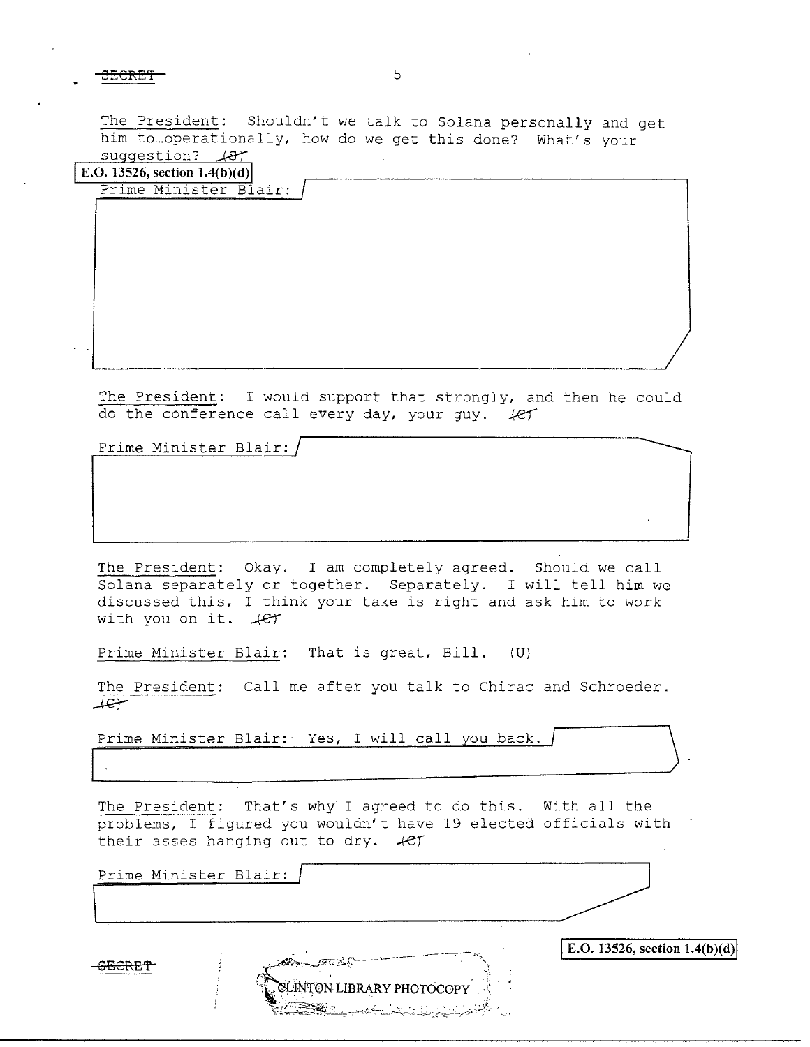The President: Shouldn't we talk to Solana personally and get him to…operationally, how do we get this done? What's your suggestion? (S)

E.O. 13526, section 1.4(b)(d)

Prime Minister Blair:

The President: I would support that strongly, and then he could do the conference call every day, your guy. (C)

Prime Minister Blair:

The President: Okay. I am completely agreed. Should we call Solana separately or together. Separately. I will tell him we discussed this, I think your take is right and ask him to work with you on it. (C)

Prime Minister Blair: That is great, Bill. (U)

The President: Call me after you talk to Chirac and Schroeder. (C)

Prime Minister Blair: Yes, I will call you back.

The President: That's why I agreed to do this. With all the problems, I figured you wouldn't have 19 elected officials with their asses hanging out to dry. (C)

Prime Minister Blair:

E.O. 13526, section 1.4(b)(d)

CLINTON LIBRARY PHOTOCOPY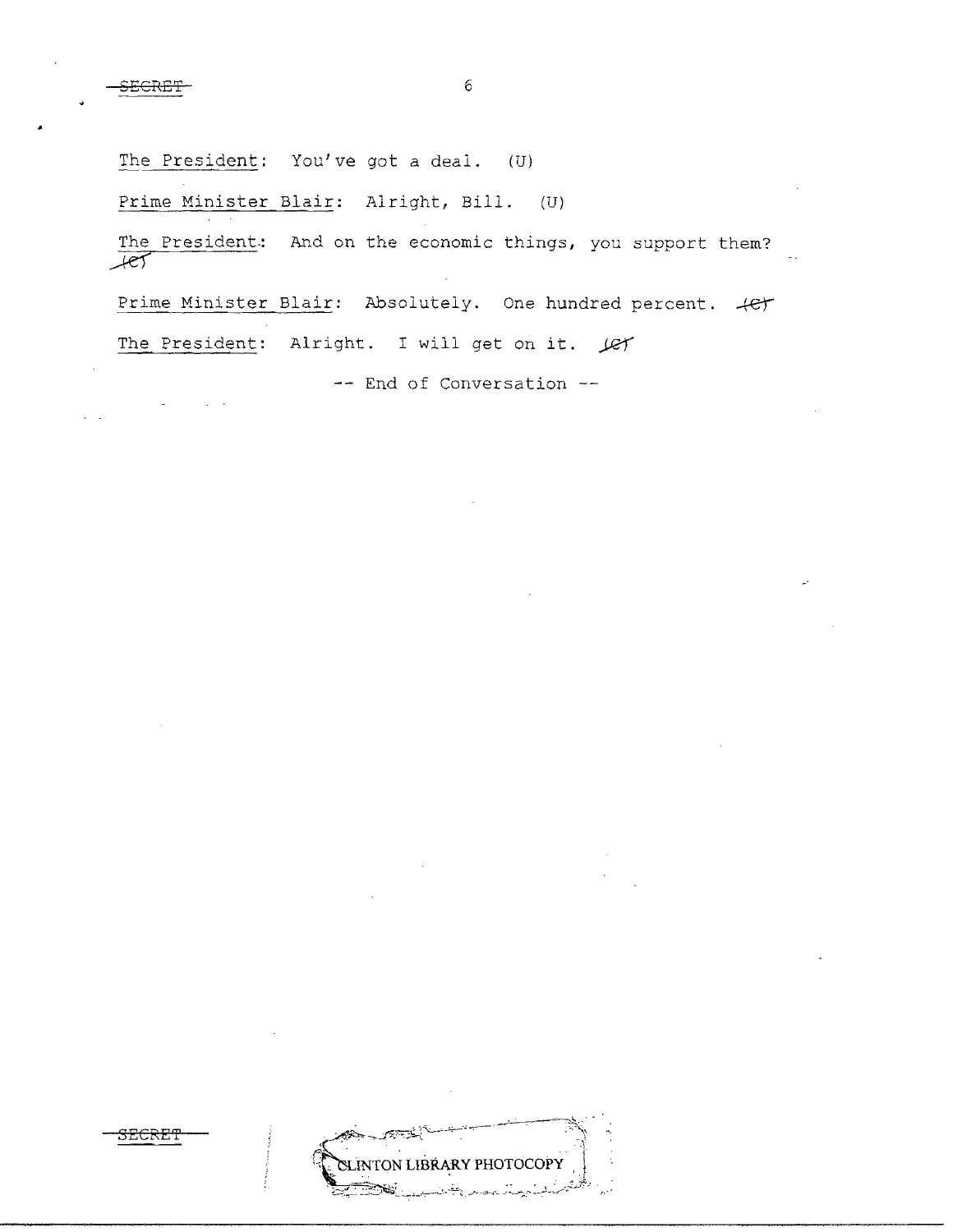The President: You've got a deal. (U)

Prime Minister Blair: Alright, Bill. (U)

The President: And on the economic things, you support them? (C)

Prime Minister Blair: Absolutely. One hundred percent. (C)

The President: Alright. I will get on it. (C)

-- End of Conversation --